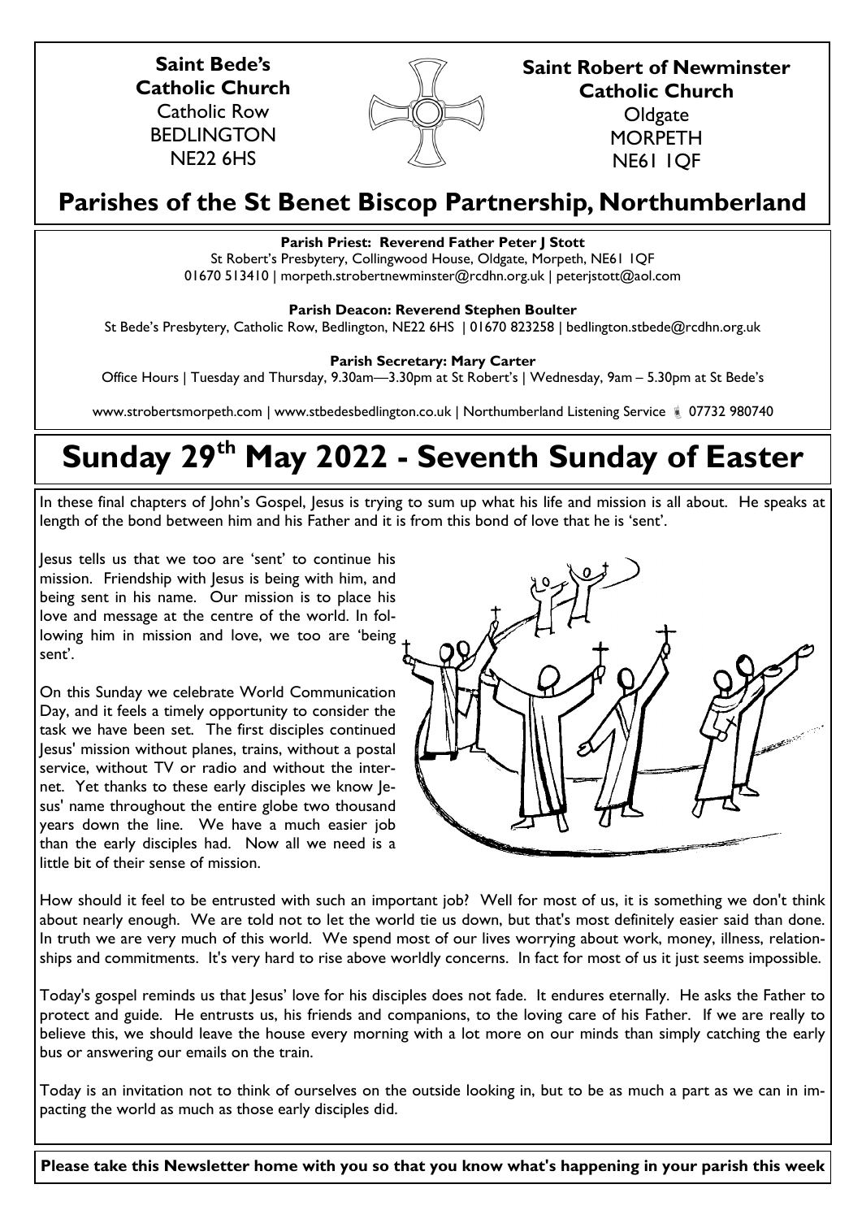**Saint Bede's Catholic Church**
Catholic Row
BEDLINGTON
NE22 6HS

**Saint Robert of Newminster Catholic Church**
Oldgate
MORPETH
NE61 1QF

## Parishes of the St Benet Biscop Partnership, Northumberland

**Parish Priest: Reverend Father Peter J Stott**
St Robert's Presbytery, Collingwood House, Oldgate, Morpeth, NE61 1QF
01670 513410 | morpeth.strobertnewminster@rcdhn.org.uk | peterjstott@aol.com

**Parish Deacon: Reverend Stephen Boulter**
St Bede's Presbytery, Catholic Row, Bedlington, NE22 6HS | 01670 823258 | bedlington.stbede@rcdhn.org.uk

**Parish Secretary: Mary Carter**
Office Hours | Tuesday and Thursday, 9.30am—3.30pm at St Robert's | Wednesday, 9am – 5.30pm at St Bede's

www.strobertsmorpeth.com | www.stbedesbedlington.co.uk | Northumberland Listening Service 07732 980740

# Sunday 29th May 2022 - Seventh Sunday of Easter

In these final chapters of John's Gospel, Jesus is trying to sum up what his life and mission is all about. He speaks at length of the bond between him and his Father and it is from this bond of love that he is 'sent'.

Jesus tells us that we too are 'sent' to continue his mission. Friendship with Jesus is being with him, and being sent in his name. Our mission is to place his love and message at the centre of the world. In following him in mission and love, we too are 'being sent'.

On this Sunday we celebrate World Communication Day, and it feels a timely opportunity to consider the task we have been set. The first disciples continued Jesus' mission without planes, trains, without a postal service, without TV or radio and without the internet. Yet thanks to these early disciples we know Jesus' name throughout the entire globe two thousand years down the line. We have a much easier job than the early disciples had. Now all we need is a little bit of their sense of mission.

How should it feel to be entrusted with such an important job? Well for most of us, it is something we don't think about nearly enough. We are told not to let the world tie us down, but that's most definitely easier said than done. In truth we are very much of this world. We spend most of our lives worrying about work, money, illness, relationships and commitments. It's very hard to rise above worldly concerns. In fact for most of us it just seems impossible.

Today's gospel reminds us that Jesus' love for his disciples does not fade. It endures eternally. He asks the Father to protect and guide. He entrusts us, his friends and companions, to the loving care of his Father. If we are really to believe this, we should leave the house every morning with a lot more on our minds than simply catching the early bus or answering our emails on the train.

Today is an invitation not to think of ourselves on the outside looking in, but to be as much a part as we can in impacting the world as much as those early disciples did.

**Please take this Newsletter home with you so that you know what's happening in your parish this week**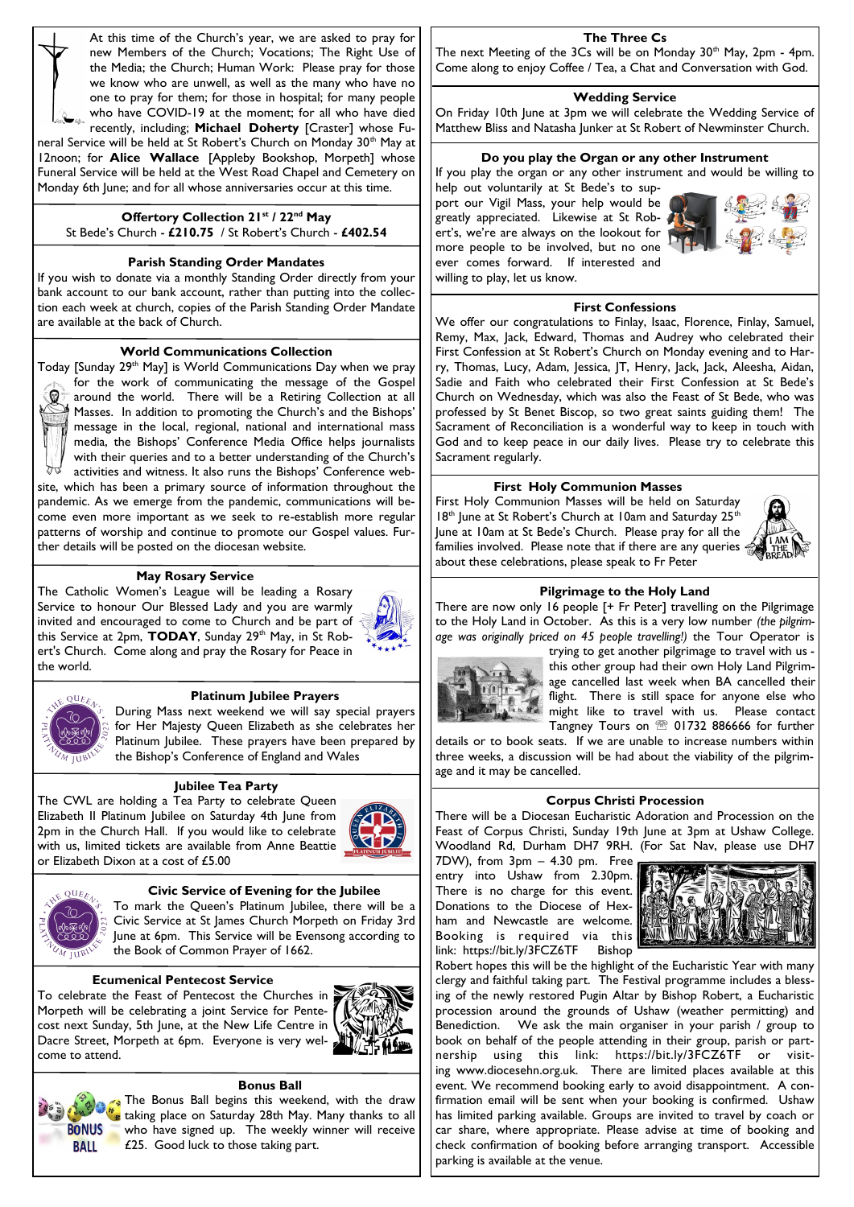At this time of the Church's year, we are asked to pray for new Members of the Church; Vocations; The Right Use of the Media; the Church; Human Work: Please pray for those we know who are unwell, as well as the many who have no one to pray for them; for those in hospital; for many people who have COVID-19 at the moment; for all who have died recently, including; **Michael Doherty** [Craster] whose Funeral Service will be held at St Robert's Church on Monday 30th May at 12noon; for **Alice Wallace** [Appleby Bookshop, Morpeth] whose Funeral Service will be held at the West Road Chapel and Cemetery on Monday 6th June; and for all whose anniversaries occur at this time.

### Offertory Collection 21st / 22nd May

St Bede's Church - **£210.75** / St Robert's Church - **£402.54**

### Parish Standing Order Mandates

If you wish to donate via a monthly Standing Order directly from your bank account to our bank account, rather than putting into the collection each week at church, copies of the Parish Standing Order Mandate are available at the back of Church.

### World Communications Collection

Today [Sunday 29th May] is World Communications Day when we pray for the work of communicating the message of the Gospel around the world. There will be a Retiring Collection at all Masses. In addition to promoting the Church's and the Bishops' message in the local, regional, national and international mass media, the Bishops' Conference Media Office helps journalists with their queries and to a better understanding of the Church's activities and witness. It also runs the Bishops' Conference website, which has been a primary source of information throughout the pandemic. As we emerge from the pandemic, communications will become even more important as we seek to re-establish more regular patterns of worship and continue to promote our Gospel values. Further details will be posted on the diocesan website.

### May Rosary Service

The Catholic Women's League will be leading a Rosary Service to honour Our Blessed Lady and you are warmly invited and encouraged to come to Church and be part of this Service at 2pm, **TODAY**, Sunday 29th May, in St Robert's Church. Come along and pray the Rosary for Peace in the world.

### Platinum Jubilee Prayers

During Mass next weekend we will say special prayers for Her Majesty Queen Elizabeth as she celebrates her Platinum Jubilee. These prayers have been prepared by the Bishop's Conference of England and Wales

### Jubilee Tea Party

The CWL are holding a Tea Party to celebrate Queen Elizabeth II Platinum Jubilee on Saturday 4th June from 2pm in the Church Hall. If you would like to celebrate with us, limited tickets are available from Anne Beattie or Elizabeth Dixon at a cost of £5.00

### Civic Service of Evening for the Jubilee

To mark the Queen's Platinum Jubilee, there will be a Civic Service at St James Church Morpeth on Friday 3rd June at 6pm. This Service will be Evensong according to the Book of Common Prayer of 1662.

### Ecumenical Pentecost Service

To celebrate the Feast of Pentecost the Churches in Morpeth will be celebrating a joint Service for Pentecost next Sunday, 5th June, at the New Life Centre in Dacre Street, Morpeth at 6pm. Everyone is very welcome to attend.

### Bonus Ball

The Bonus Ball begins this weekend, with the draw taking place on Saturday 28th May. Many thanks to all who have signed up. The weekly winner will receive £25. Good luck to those taking part.

### The Three Cs

The next Meeting of the 3Cs will be on Monday 30th May, 2pm - 4pm. Come along to enjoy Coffee / Tea, a Chat and Conversation with God.

### Wedding Service

On Friday 10th June at 3pm we will celebrate the Wedding Service of Matthew Bliss and Natasha Junker at St Robert of Newminster Church.

### Do you play the Organ or any other Instrument

If you play the organ or any other instrument and would be willing to help out voluntarily at St Bede's to support our Vigil Mass, your help would be greatly appreciated. Likewise at St Robert's, we're are always on the lookout for more people to be involved, but no one ever comes forward. If interested and willing to play, let us know.

### First Confessions

We offer our congratulations to Finlay, Isaac, Florence, Finlay, Samuel, Remy, Max, Jack, Edward, Thomas and Audrey who celebrated their First Confession at St Robert's Church on Monday evening and to Harry, Thomas, Lucy, Adam, Jessica, JT, Henry, Jack, Aleesha, Aidan, Sadie and Faith who celebrated their First Confession at St Bede's Church on Wednesday, which was also the Feast of St Bede, who was professed by St Benet Biscop, so two great saints guiding them! The Sacrament of Reconciliation is a wonderful way to keep in touch with God and to keep peace in our daily lives. Please try to celebrate this Sacrament regularly.

### First Holy Communion Masses

First Holy Communion Masses will be held on Saturday 18th June at St Robert's Church at 10am and Saturday 25th June at 10am at St Bede's Church. Please pray for all the families involved. Please note that if there are any queries about these celebrations, please speak to Fr Peter

### Pilgrimage to the Holy Land

There are now only 16 people [+ Fr Peter] travelling on the Pilgrimage to the Holy Land in October. As this is a very low number *(the pilgrimage was originally priced on 45 people travelling!)* the Tour Operator is trying to get another pilgrimage to travel with us - this other group had their own Holy Land Pilgrimage cancelled last week when BA cancelled their flight. There is still space for anyone else who might like to travel with us. Please contact Tangney Tours on ☏ 01732 886666 for further details or to book seats. If we are unable to increase numbers within three weeks, a discussion will be had about the viability of the pilgrimage and it may be cancelled.

### Corpus Christi Procession

There will be a Diocesan Eucharistic Adoration and Procession on the Feast of Corpus Christi, Sunday 19th June at 3pm at Ushaw College. Woodland Rd, Durham DH7 9RH. (For Sat Nav, please use DH7 7DW), from 3pm – 4.30 pm. Free entry into Ushaw from 2.30pm. There is no charge for this event. Donations to the Diocese of Hexham and Newcastle are welcome. Booking is required via this link: https://bit.ly/3FCZ6TF Bishop Robert hopes this will be the highlight of the Eucharistic Year with many clergy and faithful taking part. The Festival programme includes a blessing of the newly restored Pugin Altar by Bishop Robert, a Eucharistic procession around the grounds of Ushaw (weather permitting) and Benediction. We ask the main organiser in your parish / group to book on behalf of the people attending in their group, parish or partnership using this link: https://bit.ly/3FCZ6TF or visiting www.diocesehn.org.uk. There are limited places available at this event. We recommend booking early to avoid disappointment. A confirmation email will be sent when your booking is confirmed. Ushaw has limited parking available. Groups are invited to travel by coach or car share, where appropriate. Please advise at time of booking and check confirmation of booking before arranging transport. Accessible parking is available at the venue.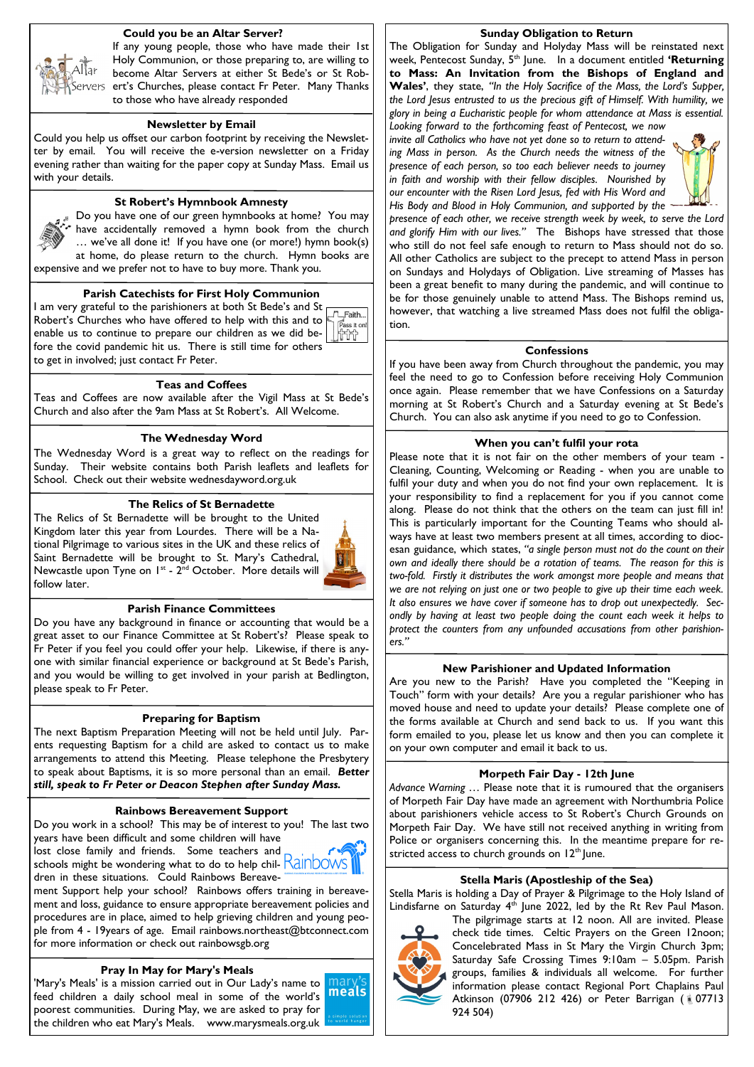## Could you be an Altar Server?

If any young people, those who have made their 1st Holy Communion, or those preparing to, are willing to become Altar Servers at either St Bede's or St Robert's Churches, please contact Fr Peter. Many Thanks to those who have already responded

## Newsletter by Email

Could you help us offset our carbon footprint by receiving the Newsletter by email. You will receive the e-version newsletter on a Friday evening rather than waiting for the paper copy at Sunday Mass. Email us with your details.

## St Robert's Hymnbook Amnesty

Do you have one of our green hymnbooks at home? You may have accidentally removed a hymn book from the church … we've all done it! If you have one (or more!) hymn book(s) at home, do please return to the church. Hymn books are expensive and we prefer not to have to buy more. Thank you.

## Parish Catechists for First Holy Communion

I am very grateful to the parishioners at both St Bede's and St Robert's Churches who have offered to help with this and to enable us to continue to prepare our children as we did before the covid pandemic hit us. There is still time for others to get in involved; just contact Fr Peter.

## Teas and Coffees

Teas and Coffees are now available after the Vigil Mass at St Bede's Church and also after the 9am Mass at St Robert's. All Welcome.

## The Wednesday Word

The Wednesday Word is a great way to reflect on the readings for Sunday. Their website contains both Parish leaflets and leaflets for School. Check out their website wednesdayword.org.uk

## The Relics of St Bernadette

The Relics of St Bernadette will be brought to the United Kingdom later this year from Lourdes. There will be a National Pilgrimage to various sites in the UK and these relics of Saint Bernadette will be brought to St. Mary's Cathedral, Newcastle upon Tyne on 1st - 2nd October. More details will follow later.

## Parish Finance Committees

Do you have any background in finance or accounting that would be a great asset to our Finance Committee at St Robert's? Please speak to Fr Peter if you feel you could offer your help. Likewise, if there is anyone with similar financial experience or background at St Bede's Parish, and you would be willing to get involved in your parish at Bedlington, please speak to Fr Peter.

## Preparing for Baptism

The next Baptism Preparation Meeting will not be held until July. Parents requesting Baptism for a child are asked to contact us to make arrangements to attend this Meeting. Please telephone the Presbytery to speak about Baptisms, it is so more personal than an email. ***Better still, speak to Fr Peter or Deacon Stephen after Sunday Mass.***

## Rainbows Bereavement Support

Do you work in a school? This may be of interest to you! The last two years have been difficult and some children will have lost close family and friends. Some teachers and schools might be wondering what to do to help children in these situations. Could Rainbows Bereavement Support help your school? Rainbows offers training in bereavement and loss, guidance to ensure appropriate bereavement policies and procedures are in place, aimed to help grieving children and young people from 4 - 19years of age. Email rainbows.northeast@btconnect.com for more information or check out rainbowsgb.org

## Pray In May for Mary's Meals

'Mary's Meals' is a mission carried out in Our Lady's name to feed children a daily school meal in some of the world's poorest communities. During May, we are asked to pray for the children who eat Mary's Meals. www.marysmeals.org.uk

## Sunday Obligation to Return

The Obligation for Sunday and Holyday Mass will be reinstated next week, Pentecost Sunday, 5th June. In a document entitled **'Returning to Mass: An Invitation from the Bishops of England and Wales'**, they state, *"In the Holy Sacrifice of the Mass, the Lord's Supper, the Lord Jesus entrusted to us the precious gift of Himself. With humility, we glory in being a Eucharistic people for whom attendance at Mass is essential. Looking forward to the forthcoming feast of Pentecost, we now invite all Catholics who have not yet done so to return to attending Mass in person. As the Church needs the witness of the presence of each person, so too each believer needs to journey in faith and worship with their fellow disciples. Nourished by our encounter with the Risen Lord Jesus, fed with His Word and His Body and Blood in Holy Communion, and supported by the presence of each other, we receive strength week by week, to serve the Lord and glorify Him with our lives."* The Bishops have stressed that those who still do not feel safe enough to return to Mass should not do so. All other Catholics are subject to the precept to attend Mass in person on Sundays and Holydays of Obligation. Live streaming of Masses has been a great benefit to many during the pandemic, and will continue to be for those genuinely unable to attend Mass. The Bishops remind us, however, that watching a live streamed Mass does not fulfil the obligation.

## Confessions

If you have been away from Church throughout the pandemic, you may feel the need to go to Confession before receiving Holy Communion once again. Please remember that we have Confessions on a Saturday morning at St Robert's Church and a Saturday evening at St Bede's Church. You can also ask anytime if you need to go to Confession.

## When you can't fulfil your rota

Please note that it is not fair on the other members of your team - Cleaning, Counting, Welcoming or Reading - when you are unable to fulfil your duty and when you do not find your own replacement. It is your responsibility to find a replacement for you if you cannot come along. Please do not think that the others on the team can just fill in! This is particularly important for the Counting Teams who should always have at least two members present at all times, according to diocesan guidance, which states, *"a single person must not do the count on their own and ideally there should be a rotation of teams. The reason for this is two-fold. Firstly it distributes the work amongst more people and means that we are not relying on just one or two people to give up their time each week. It also ensures we have cover if someone has to drop out unexpectedly. Secondly by having at least two people doing the count each week it helps to protect the counters from any unfounded accusations from other parishioners."*

## New Parishioner and Updated Information

Are you new to the Parish? Have you completed the "Keeping in Touch" form with your details? Are you a regular parishioner who has moved house and need to update your details? Please complete one of the forms available at Church and send back to us. If you want this form emailed to you, please let us know and then you can complete it on your own computer and email it back to us.

## Morpeth Fair Day - 12th June

*Advance Warning* … Please note that it is rumoured that the organisers of Morpeth Fair Day have made an agreement with Northumbria Police about parishioners vehicle access to St Robert's Church Grounds on Morpeth Fair Day. We have still not received anything in writing from Police or organisers concerning this. In the meantime prepare for restricted access to church grounds on 12th June.

## Stella Maris (Apostleship of the Sea)

Stella Maris is holding a Day of Prayer & Pilgrimage to the Holy Island of Lindisfarne on Saturday 4th June 2022, led by the Rt Rev Paul Mason. The pilgrimage starts at 12 noon. All are invited. Please check tide times. Celtic Prayers on the Green 12noon; Concelebrated Mass in St Mary the Virgin Church 3pm; Saturday Safe Crossing Times 9:10am – 5.05pm. Parish groups, families & individuals all welcome. For further information please contact Regional Port Chaplains Paul Atkinson (07906 212 426) or Peter Barrigan (07713 924 504)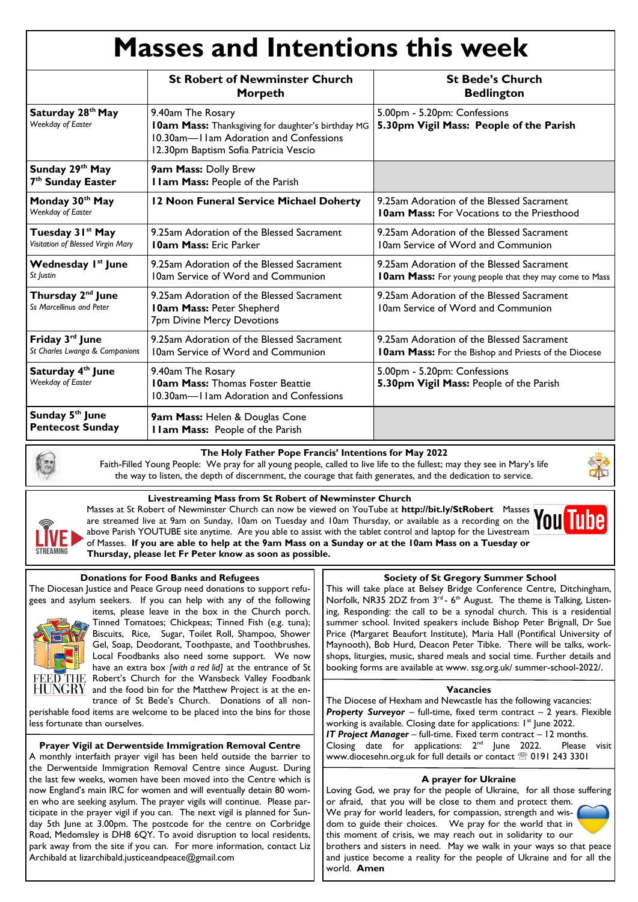# Masses and Intentions this week

| | St Robert of Newminster Church Morpeth | St Bede's Church Bedlington |
|---|---|---|
| **Saturday 28th May** *Weekday of Easter* | 9.40am The Rosary **10am Mass:** Thanksgiving for daughter's birthday MG 10.30am—11am Adoration and Confessions 12.30pm Baptism Sofia Patricia Vescio | 5.00pm - 5.20pm: Confessions **5.30pm Vigil Mass: People of the Parish** |
| **Sunday 29th May 7th Sunday Easter** | **9am Mass:** Dolly Brew **11am Mass:** People of the Parish | |
| **Monday 30th May** *Weekday of Easter* | **12 Noon Funeral Service Michael Doherty** | 9.25am Adoration of the Blessed Sacrament **10am Mass:** For Vocations to the Priesthood |
| **Tuesday 31st May** *Visitation of Blessed Virgin Mary* | 9.25am Adoration of the Blessed Sacrament **10am Mass:** Eric Parker | 9.25am Adoration of the Blessed Sacrament 10am Service of Word and Communion |
| **Wednesday 1st June** *St Justin* | 9.25am Adoration of the Blessed Sacrament 10am Service of Word and Communion | 9.25am Adoration of the Blessed Sacrament **10am Mass:** For young people that they may come to Mass |
| **Thursday 2nd June** *Ss Marcellinus and Peter* | 9.25am Adoration of the Blessed Sacrament **10am Mass:** Peter Shepherd 7pm Divine Mercy Devotions | 9.25am Adoration of the Blessed Sacrament 10am Service of Word and Communion |
| **Friday 3rd June** *St Charles Lwanga & Companions* | 9.25am Adoration of the Blessed Sacrament 10am Service of Word and Communion | 9.25am Adoration of the Blessed Sacrament **10am Mass:** For the Bishop and Priests of the Diocese |
| **Saturday 4th June** *Weekday of Easter* | 9.40am The Rosary **10am Mass:** Thomas Foster Beattie 10.30am—11am Adoration and Confessions | 5.00pm - 5.20pm: Confessions **5.30pm Vigil Mass:** People of the Parish |
| **Sunday 5th June Pentecost Sunday** | **9am Mass:** Helen & Douglas Cone **11am Mass:** People of the Parish | |

**The Holy Father Pope Francis' Intentions for May 2022**

Faith-Filled Young People: We pray for all young people, called to live life to the fullest; may they see in Mary's life the way to listen, the depth of discernment, the courage that faith generates, and the dedication to service.

**Livestreaming Mass from St Robert of Newminster Church**

Masses at St Robert of Newminster Church can now be viewed on YouTube at **http://bit.ly/StRobert** Masses are streamed live at 9am on Sunday, 10am on Tuesday and 10am Thursday, or available as a recording on the above Parish YOUTUBE site anytime. Are you able to assist with the tablet control and laptop for the Livestream of Masses. **If you are able to help at the 9am Mass on a Sunday or at the 10am Mass on a Tuesday or Thursday, please let Fr Peter know as soon as possible.**

**Donations for Food Banks and Refugees**

The Diocesan Justice and Peace Group need donations to support refugees and asylum seekers. If you can help with any of the following items, please leave in the box in the Church porch. Tinned Tomatoes; Chickpeas; Tinned Fish (e.g. tuna); Biscuits, Rice, Sugar, Toilet Roll, Shampoo, Shower Gel, Soap, Deodorant, Toothpaste, and Toothbrushes. Local Foodbanks also need some support. We now have an extra box *[with a red lid]* at the entrance of St Robert's Church for the Wansbeck Valley Foodbank and the food bin for the Matthew Project is at the entrance of St Bede's Church. Donations of all non-perishable food items are welcome to be placed into the bins for those less fortunate than ourselves.

FEED THE HUNGRY

**Prayer Vigil at Derwentside Immigration Removal Centre**

A monthly interfaith prayer vigil has been held outside the barrier to the Derwentside Immigration Removal Centre since August. During the last few weeks, women have been moved into the Centre which is now England's main IRC for women and will eventually detain 80 women who are seeking asylum. The prayer vigils will continue. Please participate in the prayer vigil if you can. The next vigil is planned for Sunday 5th June at 3.00pm. The postcode for the centre on Corbridge Road, Medomsley is DH8 6QY. To avoid disruption to local residents, park away from the site if you can. For more information, contact Liz Archibald at lizarchibald.justiceandpeace@gmail.com

**Society of St Gregory Summer School**

This will take place at Belsey Bridge Conference Centre, Ditchingham, Norfolk, NR35 2DZ from 3rd - 6th August. The theme is Talking, Listening, Responding: the call to be a synodal church. This is a residential summer school. Invited speakers include Bishop Peter Brignall, Dr Sue Price (Margaret Beaufort Institute), Maria Hall (Pontifical University of Maynooth), Bob Hurd, Deacon Peter Tibke. There will be talks, workshops, liturgies, music, shared meals and social time. Further details and booking forms are available at www. ssg.org.uk/ summer-school-2022/.

**Vacancies**

The Diocese of Hexham and Newcastle has the following vacancies:

***Property Surveyor*** – full-time, fixed term contract – 2 years. Flexible working is available. Closing date for applications: 1st June 2022.

***IT Project Manager*** – full-time. Fixed term contract – 12 months. Closing date for applications: 2nd June 2022. Please visit www.diocesehn.org.uk for full details or contact ☏ 0191 243 3301

**A prayer for Ukraine**

Loving God, we pray for the people of Ukraine, for all those suffering or afraid, that you will be close to them and protect them. We pray for world leaders, for compassion, strength and wisdom to guide their choices. We pray for the world that in this moment of crisis, we may reach out in solidarity to our brothers and sisters in need. May we walk in your ways so that peace and justice become a reality for the people of Ukraine and for all the world. **Amen**